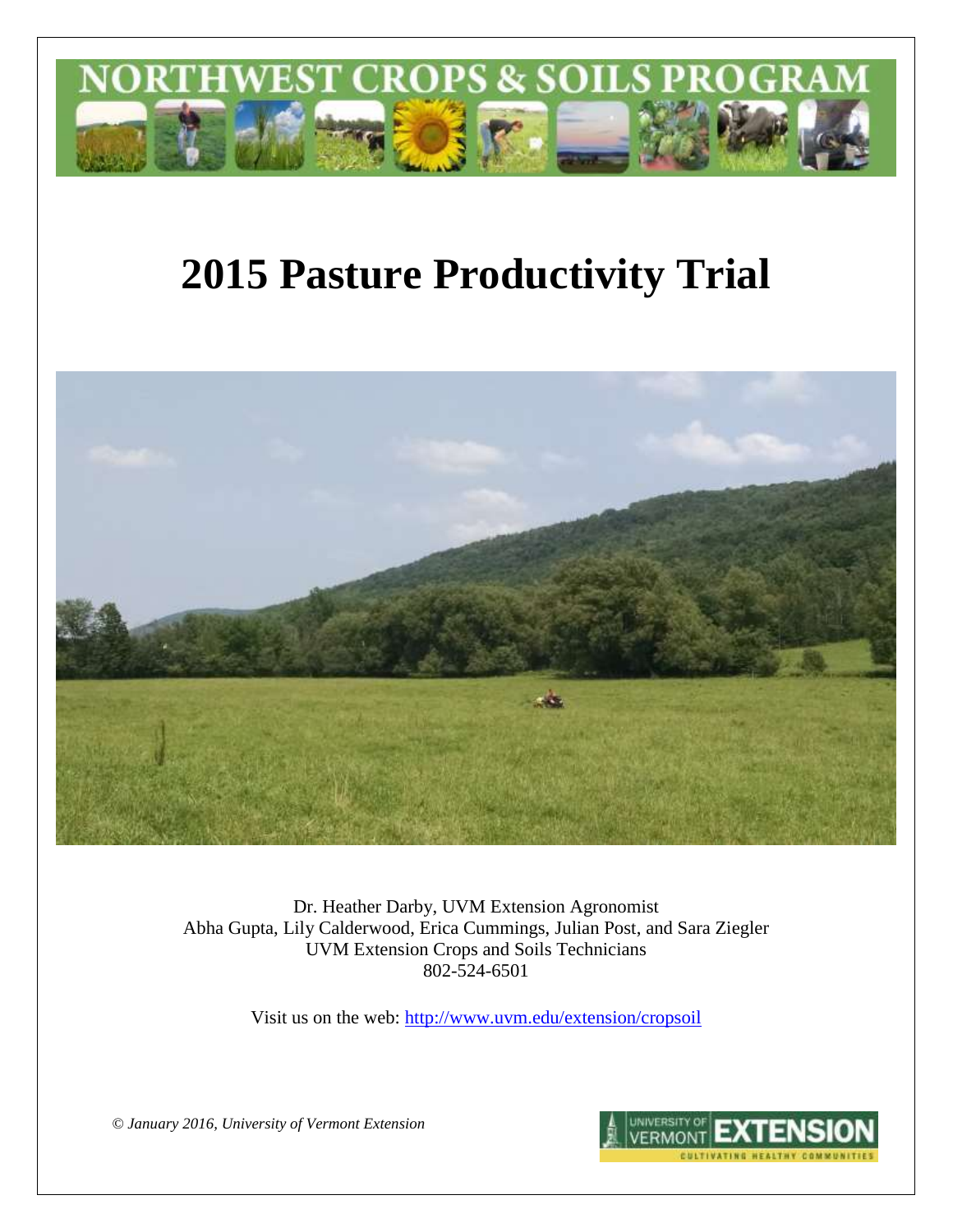# NORTHWEST CROPS & SOILS PROGRAM

# 2015 Pasture Productivity Trial

Dr. Heather Darby, UVM Extension Agronomist
Abha Gupta, Lily Calderwood, Erica Cummings, Julian Post, and Sara Ziegler
UVM Extension Crops and Soils Technicians
802-524-6501

Visit us on the web: http://www.uvm.edu/extension/cropsoil

*© January 2016, University of Vermont Extension*

UNIVERSITY OF VERMONT EXTENSION
CULTIVATING HEALTHY COMMUNITIES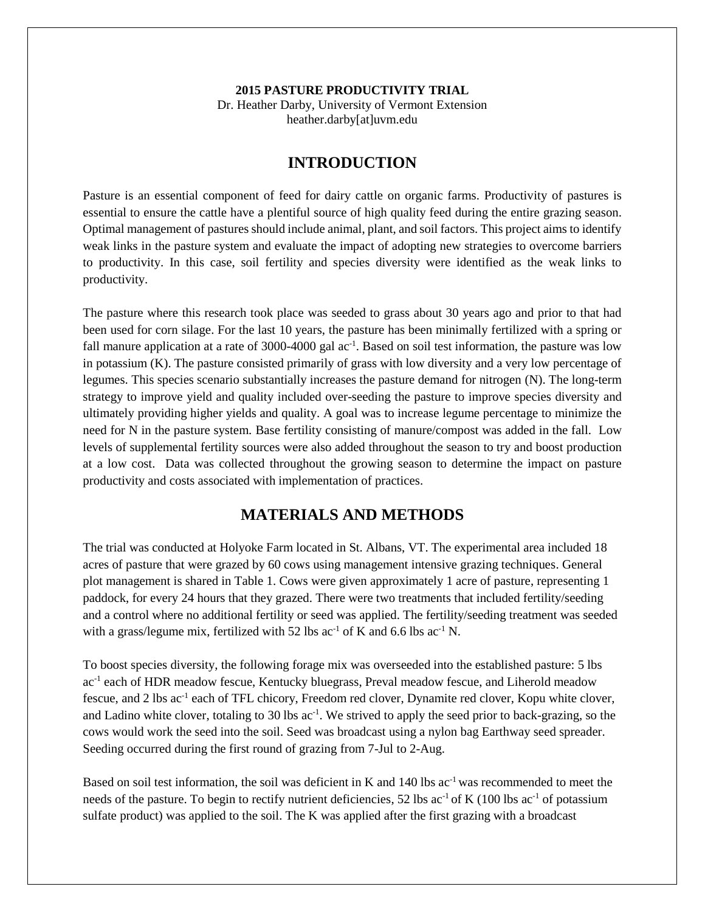**2015 PASTURE PRODUCTIVITY TRIAL**

Dr. Heather Darby, University of Vermont Extension

heather.darby[at]uvm.edu

# INTRODUCTION

Pasture is an essential component of feed for dairy cattle on organic farms. Productivity of pastures is essential to ensure the cattle have a plentiful source of high quality feed during the entire grazing season. Optimal management of pastures should include animal, plant, and soil factors. This project aims to identify weak links in the pasture system and evaluate the impact of adopting new strategies to overcome barriers to productivity. In this case, soil fertility and species diversity were identified as the weak links to productivity.

The pasture where this research took place was seeded to grass about 30 years ago and prior to that had been used for corn silage. For the last 10 years, the pasture has been minimally fertilized with a spring or fall manure application at a rate of 3000-4000 gal $ac^{-1}$. Based on soil test information, the pasture was low in potassium (K). The pasture consisted primarily of grass with low diversity and a very low percentage of legumes. This species scenario substantially increases the pasture demand for nitrogen (N). The long-term strategy to improve yield and quality included over-seeding the pasture to improve species diversity and ultimately providing higher yields and quality. A goal was to increase legume percentage to minimize the need for N in the pasture system. Base fertility consisting of manure/compost was added in the fall. Low levels of supplemental fertility sources were also added throughout the season to try and boost production at a low cost. Data was collected throughout the growing season to determine the impact on pasture productivity and costs associated with implementation of practices.

# MATERIALS AND METHODS

The trial was conducted at Holyoke Farm located in St. Albans, VT. The experimental area included 18 acres of pasture that were grazed by 60 cows using management intensive grazing techniques. General plot management is shared in Table 1. Cows were given approximately 1 acre of pasture, representing 1 paddock, for every 24 hours that they grazed. There were two treatments that included fertility/seeding and a control where no additional fertility or seed was applied. The fertility/seeding treatment was seeded with a grass/legume mix, fertilized with 52 lbs $ac^{-1}$ of K and 6.6 lbs $ac^{-1}$ N.

To boost species diversity, the following forage mix was overseeded into the established pasture: 5 lbs $ac^{-1}$ each of HDR meadow fescue, Kentucky bluegrass, Preval meadow fescue, and Liherold meadow fescue, and 2 lbs $ac^{-1}$ each of TFL chicory, Freedom red clover, Dynamite red clover, Kopu white clover, and Ladino white clover, totaling to 30 lbs $ac^{-1}$. We strived to apply the seed prior to back-grazing, so the cows would work the seed into the soil. Seed was broadcast using a nylon bag Earthway seed spreader. Seeding occurred during the first round of grazing from 7-Jul to 2-Aug.

Based on soil test information, the soil was deficient in K and 140 lbs $ac^{-1}$ was recommended to meet the needs of the pasture. To begin to rectify nutrient deficiencies, 52 lbs $ac^{-1}$ of K (100 lbs $ac^{-1}$ of potassium sulfate product) was applied to the soil. The K was applied after the first grazing with a broadcast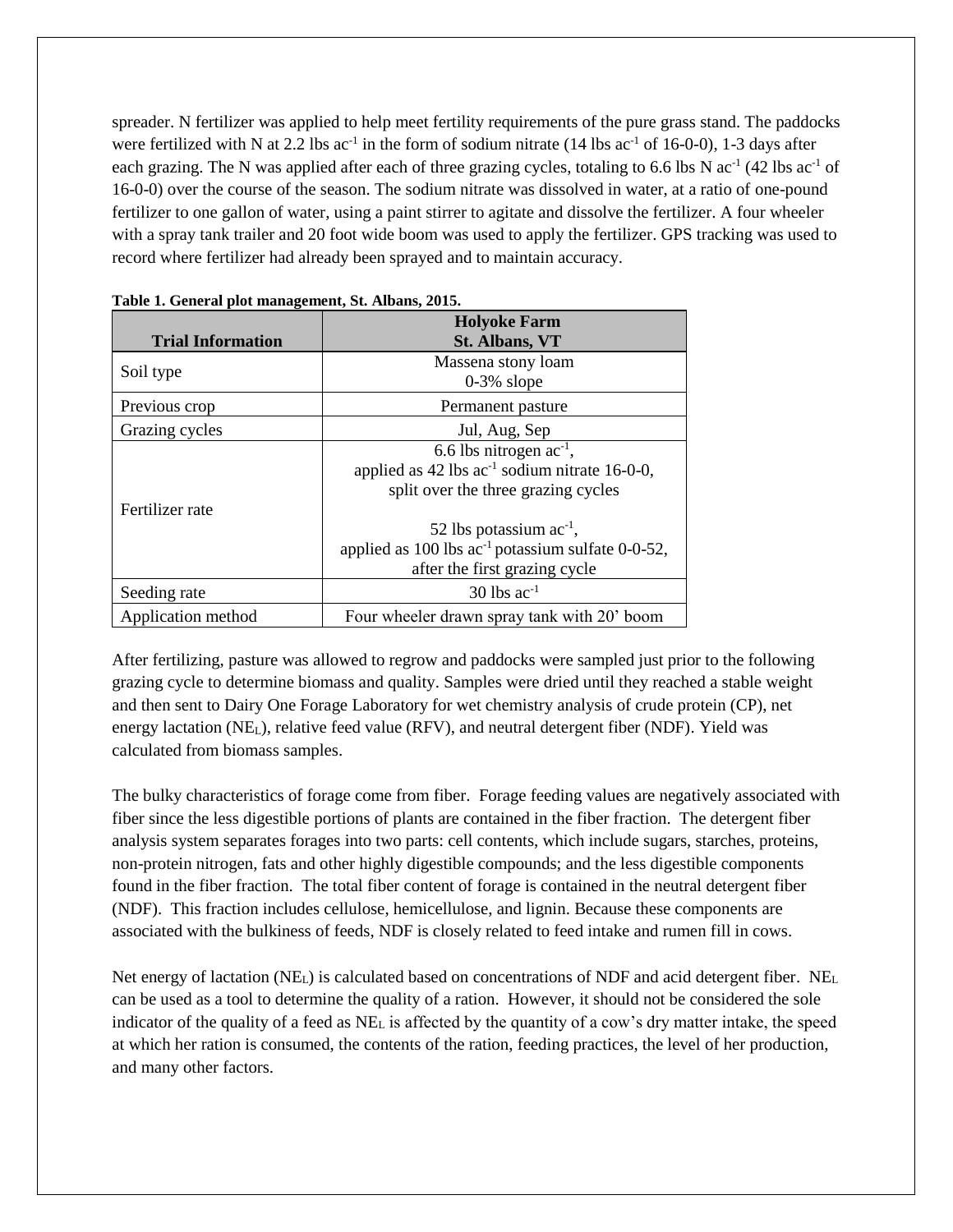spreader. N fertilizer was applied to help meet fertility requirements of the pure grass stand. The paddocks were fertilized with N at 2.2 lbs $ac^{-1}$ in the form of sodium nitrate (14 lbs $ac^{-1}$ of 16-0-0), 1-3 days after each grazing. The N was applied after each of three grazing cycles, totaling to 6.6 lbs N $ac^{-1}$ (42 lbs $ac^{-1}$ of 16-0-0) over the course of the season. The sodium nitrate was dissolved in water, at a ratio of one-pound fertilizer to one gallon of water, using a paint stirrer to agitate and dissolve the fertilizer. A four wheeler with a spray tank trailer and 20 foot wide boom was used to apply the fertilizer. GPS tracking was used to record where fertilizer had already been sprayed and to maintain accuracy.

**Table 1. General plot management, St. Albans, 2015.**

| Trial Information | Holyoke Farm St. Albans, VT |
|---|---|
| Soil type | Massena stony loam 0-3% slope |
| Previous crop | Permanent pasture |
| Grazing cycles | Jul, Aug, Sep |
| Fertilizer rate | 6.6 lbs nitrogen $ac^{-1}$, applied as 42 lbs $ac^{-1}$ sodium nitrate 16-0-0, split over the three grazing cycles<br><br>52 lbs potassium $ac^{-1}$, applied as 100 lbs $ac^{-1}$ potassium sulfate 0-0-52, after the first grazing cycle |
| Seeding rate | 30 lbs $ac^{-1}$ |
| Application method | Four wheeler drawn spray tank with 20' boom |

After fertilizing, pasture was allowed to regrow and paddocks were sampled just prior to the following grazing cycle to determine biomass and quality. Samples were dried until they reached a stable weight and then sent to Dairy One Forage Laboratory for wet chemistry analysis of crude protein (CP), net energy lactation ($NE_L$), relative feed value (RFV), and neutral detergent fiber (NDF). Yield was calculated from biomass samples.

The bulky characteristics of forage come from fiber. Forage feeding values are negatively associated with fiber since the less digestible portions of plants are contained in the fiber fraction. The detergent fiber analysis system separates forages into two parts: cell contents, which include sugars, starches, proteins, non-protein nitrogen, fats and other highly digestible compounds; and the less digestible components found in the fiber fraction. The total fiber content of forage is contained in the neutral detergent fiber (NDF). This fraction includes cellulose, hemicellulose, and lignin. Because these components are associated with the bulkiness of feeds, NDF is closely related to feed intake and rumen fill in cows.

Net energy of lactation ($NE_L$) is calculated based on concentrations of NDF and acid detergent fiber. $NE_L$ can be used as a tool to determine the quality of a ration. However, it should not be considered the sole indicator of the quality of a feed as $NE_L$ is affected by the quantity of a cow's dry matter intake, the speed at which her ration is consumed, the contents of the ration, feeding practices, the level of her production, and many other factors.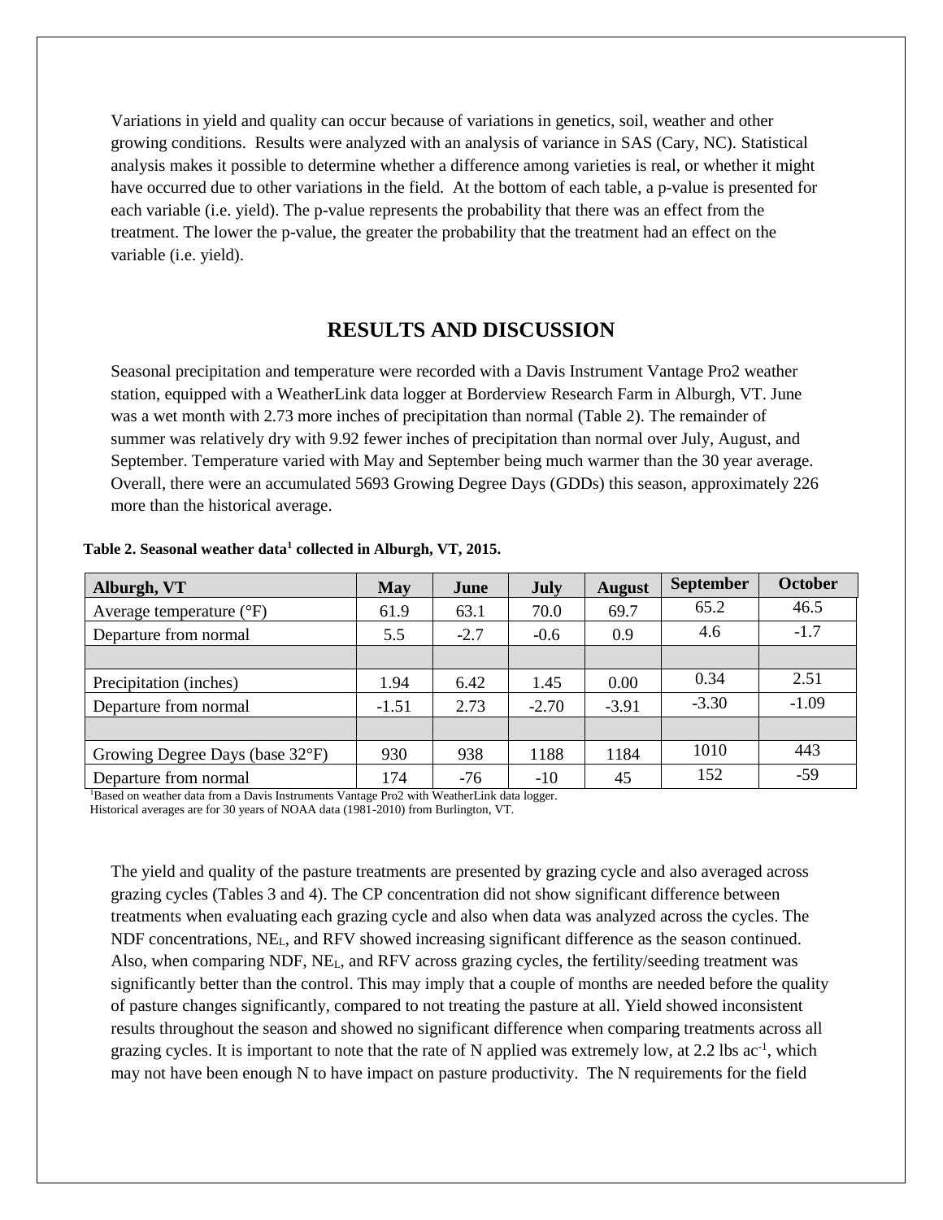Variations in yield and quality can occur because of variations in genetics, soil, weather and other growing conditions. Results were analyzed with an analysis of variance in SAS (Cary, NC). Statistical analysis makes it possible to determine whether a difference among varieties is real, or whether it might have occurred due to other variations in the field. At the bottom of each table, a p-value is presented for each variable (i.e. yield). The p-value represents the probability that there was an effect from the treatment. The lower the p-value, the greater the probability that the treatment had an effect on the variable (i.e. yield).

## RESULTS AND DISCUSSION

Seasonal precipitation and temperature were recorded with a Davis Instrument Vantage Pro2 weather station, equipped with a WeatherLink data logger at Borderview Research Farm in Alburgh, VT. June was a wet month with 2.73 more inches of precipitation than normal (Table 2). The remainder of summer was relatively dry with 9.92 fewer inches of precipitation than normal over July, August, and September. Temperature varied with May and September being much warmer than the 30 year average. Overall, there were an accumulated 5693 Growing Degree Days (GDDs) this season, approximately 226 more than the historical average.

**Table 2. Seasonal weather data[1] collected in Alburgh, VT, 2015.**

| Alburgh, VT | May | June | July | August | September | October |
|---|---|---|---|---|---|---|
| Average temperature (°F) | 61.9 | 63.1 | 70.0 | 69.7 | 65.2 | 46.5 |
| Departure from normal | 5.5 | -2.7 | -0.6 | 0.9 | 4.6 | -1.7 |
| | | | | | | |
| Precipitation (inches) | 1.94 | 6.42 | 1.45 | 0.00 | 0.34 | 2.51 |
| Departure from normal | -1.51 | 2.73 | -2.70 | -3.91 | -3.30 | -1.09 |
| | | | | | | |
| Growing Degree Days (base 32°F) | 930 | 938 | 1188 | 1184 | 1010 | 443 |
| Departure from normal | 174 | -76 | -10 | 45 | 152 | -59 |

[1]Based on weather data from a Davis Instruments Vantage Pro2 with WeatherLink data logger.
Historical averages are for 30 years of NOAA data (1981-2010) from Burlington, VT.

The yield and quality of the pasture treatments are presented by grazing cycle and also averaged across grazing cycles (Tables 3 and 4). The CP concentration did not show significant difference between treatments when evaluating each grazing cycle and also when data was analyzed across the cycles. The NDF concentrations, $NE_L$, and RFV showed increasing significant difference as the season continued. Also, when comparing NDF, $NE_L$, and RFV across grazing cycles, the fertility/seeding treatment was significantly better than the control. This may imply that a couple of months are needed before the quality of pasture changes significantly, compared to not treating the pasture at all. Yield showed inconsistent results throughout the season and showed no significant difference when comparing treatments across all grazing cycles. It is important to note that the rate of N applied was extremely low, at 2.2 lbs $ac^{-1}$, which may not have been enough N to have impact on pasture productivity. The N requirements for the field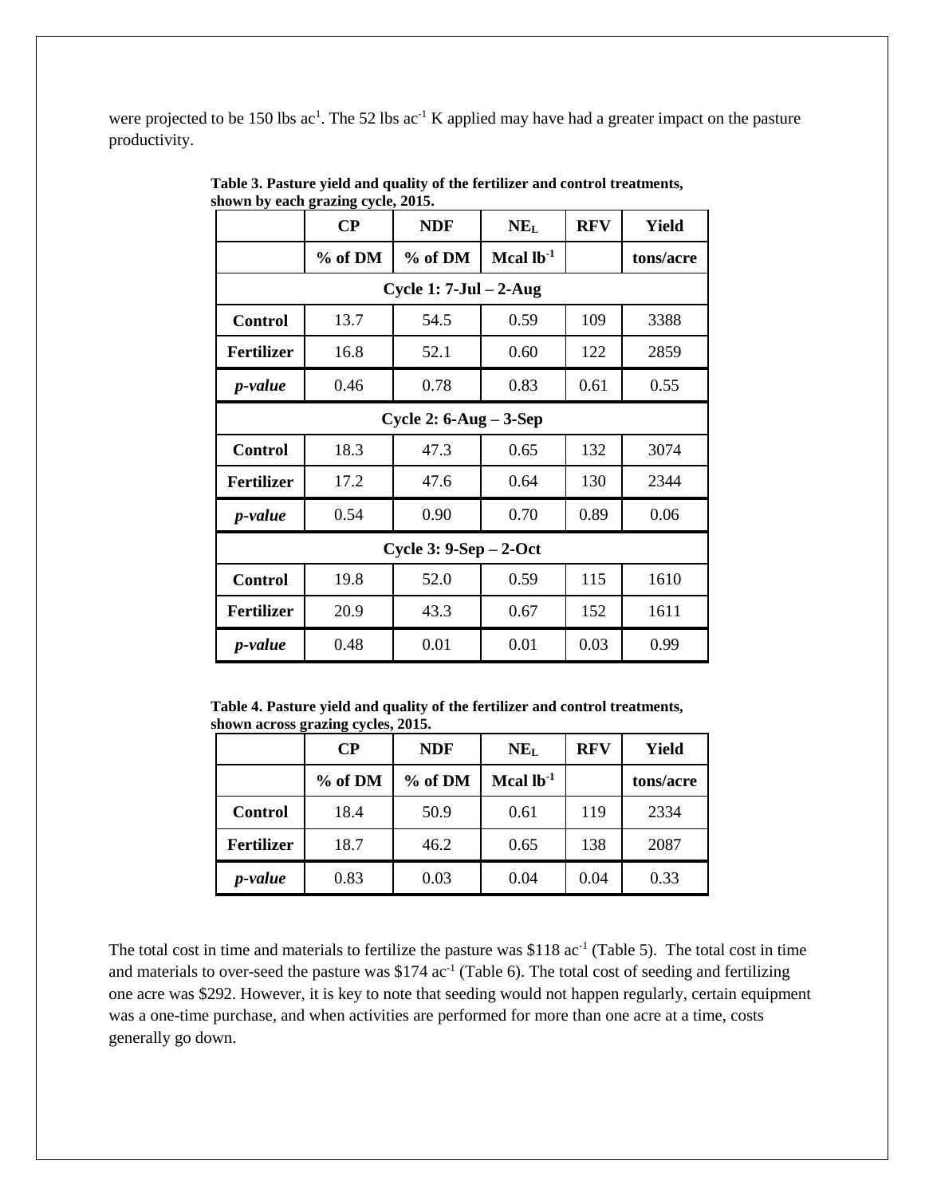were projected to be 150 lbs ac[1]. The 52 lbs $ac^{-1}$ K applied may have had a greater impact on the pasture productivity.

**Table 3. Pasture yield and quality of the fertilizer and control treatments, shown by each grazing cycle, 2015.**

| | CP | NDF | $NE_L$ | RFV | Yield |
|---|---|---|---|---|---|
| | % of DM | % of DM | Mcal $lb^{-1}$ | | tons/acre |
| **Cycle 1: 7-Jul – 2-Aug** | | | | | |
| **Control** | 13.7 | 54.5 | 0.59 | 109 | 3388 |
| **Fertilizer** | 16.8 | 52.1 | 0.60 | 122 | 2859 |
| ***p-value*** | 0.46 | 0.78 | 0.83 | 0.61 | 0.55 |
| **Cycle 2: 6-Aug – 3-Sep** | | | | | |
| **Control** | 18.3 | 47.3 | 0.65 | 132 | 3074 |
| **Fertilizer** | 17.2 | 47.6 | 0.64 | 130 | 2344 |
| ***p-value*** | 0.54 | 0.90 | 0.70 | 0.89 | 0.06 |
| **Cycle 3: 9-Sep – 2-Oct** | | | | | |
| **Control** | 19.8 | 52.0 | 0.59 | 115 | 1610 |
| **Fertilizer** | 20.9 | 43.3 | 0.67 | 152 | 1611 |
| ***p-value*** | 0.48 | 0.01 | 0.01 | 0.03 | 0.99 |

**Table 4. Pasture yield and quality of the fertilizer and control treatments, shown across grazing cycles, 2015.**

| | CP | NDF | $NE_L$ | RFV | Yield |
|---|---|---|---|---|---|
| | % of DM | % of DM | Mcal $lb^{-1}$ | | tons/acre |
| **Control** | 18.4 | 50.9 | 0.61 | 119 | 2334 |
| **Fertilizer** | 18.7 | 46.2 | 0.65 | 138 | 2087 |
| ***p-value*** | 0.83 | 0.03 | 0.04 | 0.04 | 0.33 |

The total cost in time and materials to fertilize the pasture was \$118 $ac^{-1}$ (Table 5). The total cost in time and materials to over-seed the pasture was \$174 $ac^{-1}$ (Table 6). The total cost of seeding and fertilizing one acre was \$292. However, it is key to note that seeding would not happen regularly, certain equipment was a one-time purchase, and when activities are performed for more than one acre at a time, costs generally go down.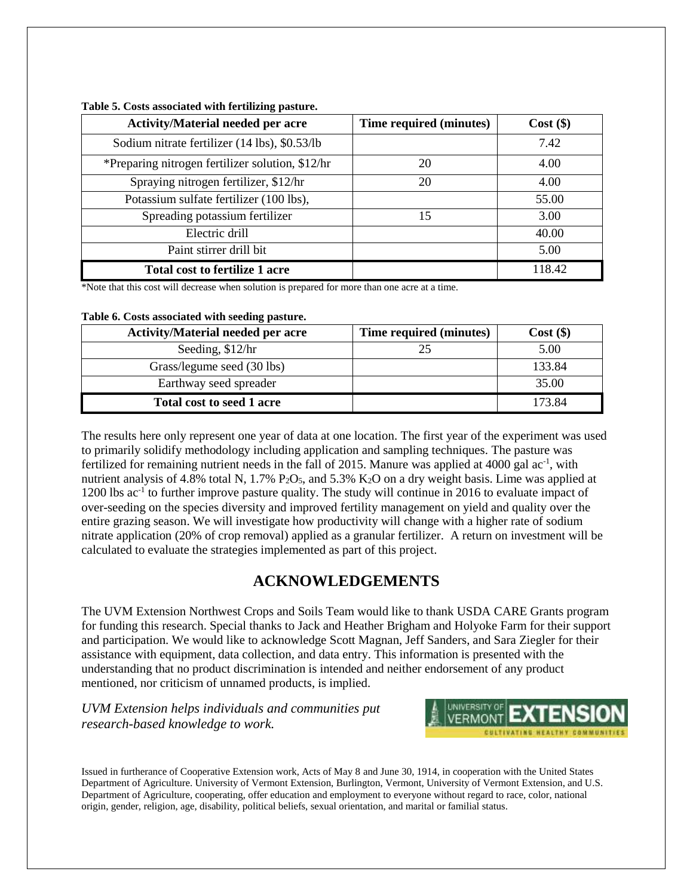**Table 5. Costs associated with fertilizing pasture.**

| Activity/Material needed per acre | Time required (minutes) | Cost ($) |
|---|---|---|
| Sodium nitrate fertilizer (14 lbs), $0.53/lb | | 7.42 |
| *Preparing nitrogen fertilizer solution, $12/hr | 20 | 4.00 |
| Spraying nitrogen fertilizer, $12/hr | 20 | 4.00 |
| Potassium sulfate fertilizer (100 lbs), | | 55.00 |
| Spreading potassium fertilizer | 15 | 3.00 |
| Electric drill | | 40.00 |
| Paint stirrer drill bit | | 5.00 |
| **Total cost to fertilize 1 acre** | | 118.42 |

*Note that this cost will decrease when solution is prepared for more than one acre at a time.

**Table 6. Costs associated with seeding pasture.**

| Activity/Material needed per acre | Time required (minutes) | Cost ($) |
|---|---|---|
| Seeding, $12/hr | 25 | 5.00 |
| Grass/legume seed (30 lbs) | | 133.84 |
| Earthway seed spreader | | 35.00 |
| **Total cost to seed 1 acre** | | 173.84 |

The results here only represent one year of data at one location. The first year of the experiment was used to primarily solidify methodology including application and sampling techniques. The pasture was fertilized for remaining nutrient needs in the fall of 2015. Manure was applied at 4000 gal $ac^{-1}$, with nutrient analysis of 4.8% total N, 1.7% $P_2O_5$, and 5.3% $K_2O$ on a dry weight basis. Lime was applied at 1200 lbs $ac^{-1}$ to further improve pasture quality. The study will continue in 2016 to evaluate impact of over-seeding on the species diversity and improved fertility management on yield and quality over the entire grazing season. We will investigate how productivity will change with a higher rate of sodium nitrate application (20% of crop removal) applied as a granular fertilizer. A return on investment will be calculated to evaluate the strategies implemented as part of this project.

## ACKNOWLEDGEMENTS

The UVM Extension Northwest Crops and Soils Team would like to thank USDA CARE Grants program for funding this research. Special thanks to Jack and Heather Brigham and Holyoke Farm for their support and participation. We would like to acknowledge Scott Magnan, Jeff Sanders, and Sara Ziegler for their assistance with equipment, data collection, and data entry. This information is presented with the understanding that no product discrimination is intended and neither endorsement of any product mentioned, nor criticism of unnamed products, is implied.

*UVM Extension helps individuals and communities put research-based knowledge to work.*

UNIVERSITY OF VERMONT EXTENSION
CULTIVATING HEALTHY COMMUNITIES

Issued in furtherance of Cooperative Extension work, Acts of May 8 and June 30, 1914, in cooperation with the United States Department of Agriculture. University of Vermont Extension, Burlington, Vermont, University of Vermont Extension, and U.S. Department of Agriculture, cooperating, offer education and employment to everyone without regard to race, color, national origin, gender, religion, age, disability, political beliefs, sexual orientation, and marital or familial status.